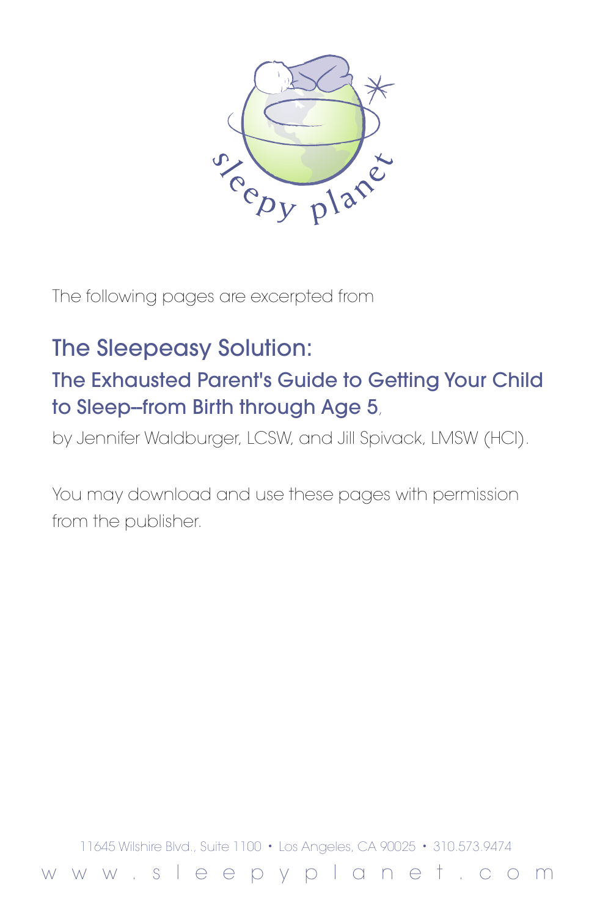sleepy planet

The following pages are excerpted from

# The Sleepeasy Solution:

## The Exhausted Parent's Guide to Getting Your Child to Sleep–from Birth through Age 5,

by Jennifer Waldburger, LCSW, and Jill Spivack, LMSW (HCI).

You may download and use these pages with permission from the publisher.

11645 Wilshire Blvd., Suite 1100 • Los Angeles, CA 90025 • 310.573.9474

www.sleepyplanet.com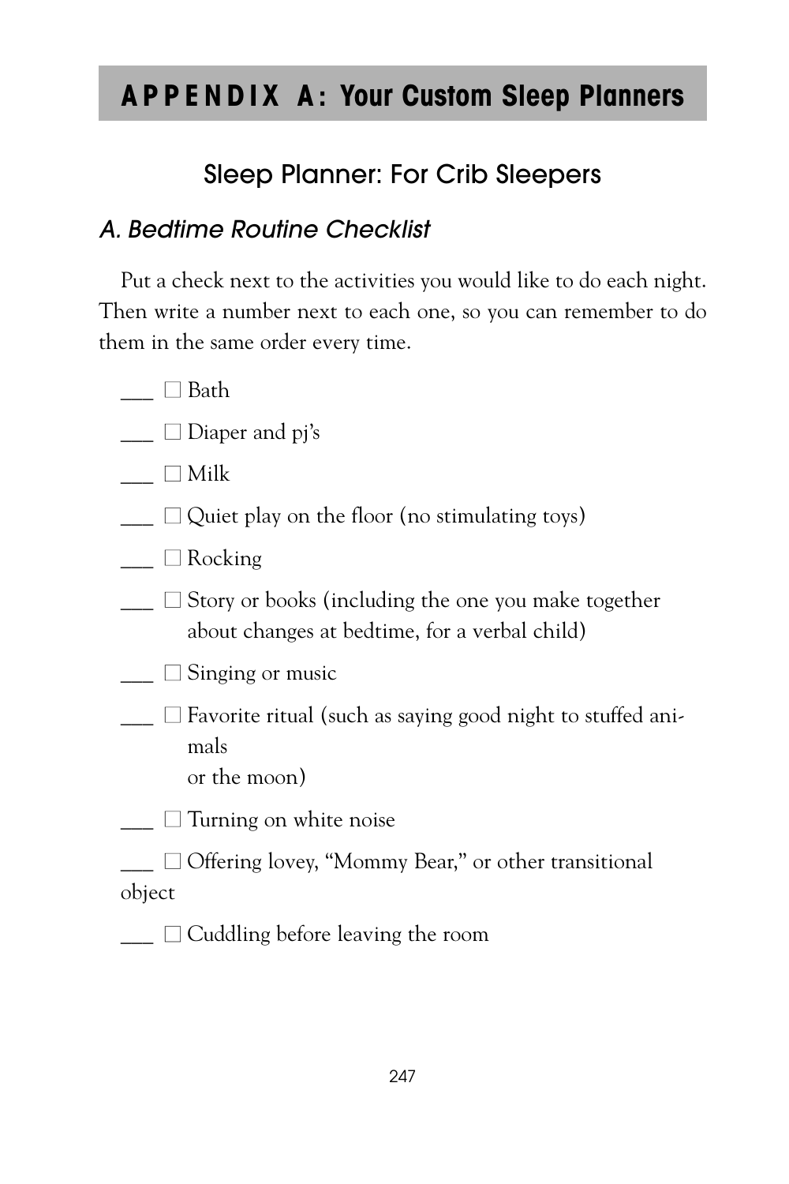# APPENDIX A: Your Custom Sleep Planners

## Sleep Planner: For Crib Sleepers

### *A. Bedtime Routine Checklist*

Put a check next to the activities you would like to do each night. Then write a number next to each one, so you can remember to do them in the same order every time.

___ ☐ Bath

___ ☐ Diaper and pj's

___ ☐ Milk

___ ☐ Quiet play on the floor (no stimulating toys)

___ ☐ Rocking

___ ☐ Story or books (including the one you make together about changes at bedtime, for a verbal child)

___ ☐ Singing or music

___ ☐ Favorite ritual (such as saying good night to stuffed animals or the moon)

___ ☐ Turning on white noise

___ ☐ Offering lovey, "Mommy Bear," or other transitional object

___ ☐ Cuddling before leaving the room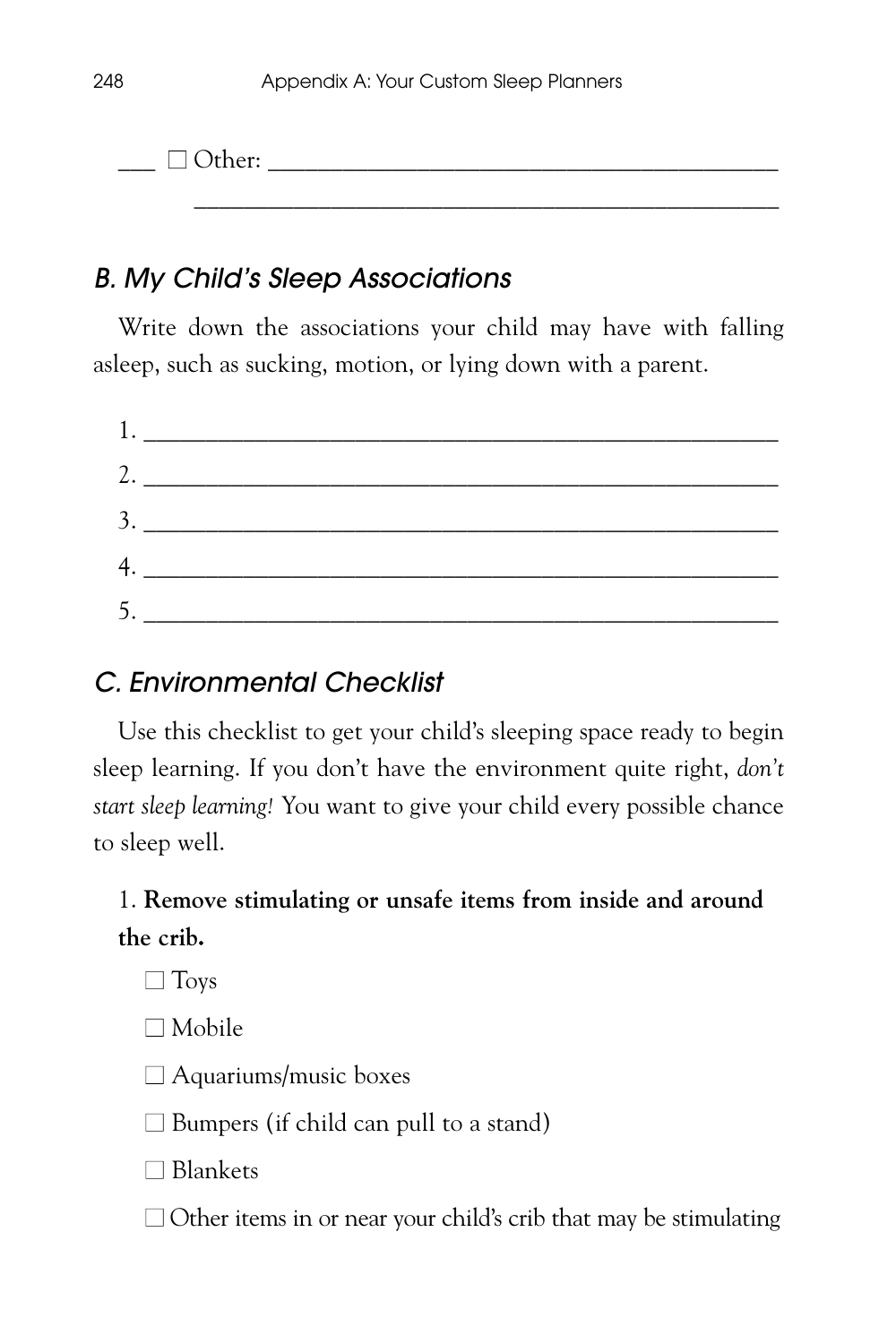___ ☐ Other: ____________________________________________

______________________________________________

### *B. My Child's Sleep Associations*

Write down the associations your child may have with falling asleep, such as sucking, motion, or lying down with a parent.

1. ______________________________________________
2. ______________________________________________
3. ______________________________________________
4. ______________________________________________
5. ______________________________________________

### *C. Environmental Checklist*

Use this checklist to get your child's sleeping space ready to begin sleep learning. If you don't have the environment quite right, *don't start sleep learning!* You want to give your child every possible chance to sleep well.

1. **Remove stimulating or unsafe items from inside and around the crib.**

☐ Toys

☐ Mobile

☐ Aquariums/music boxes

☐ Bumpers (if child can pull to a stand)

☐ Blankets

☐ Other items in or near your child's crib that may be stimulating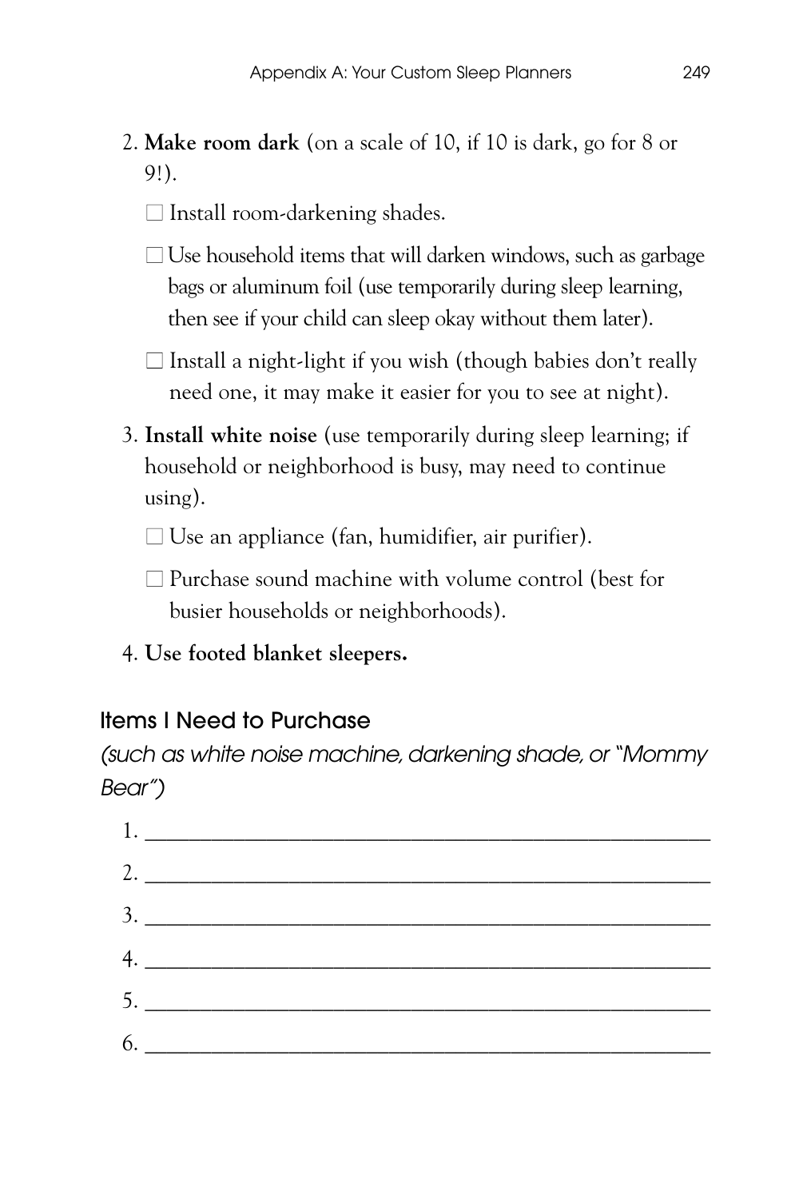2. **Make room dark** (on a scale of 10, if 10 is dark, go for 8 or 9!).

   ☐ Install room-darkening shades.

   ☐ Use household items that will darken windows, such as garbage bags or aluminum foil (use temporarily during sleep learning, then see if your child can sleep okay without them later).

   ☐ Install a night-light if you wish (though babies don't really need one, it may make it easier for you to see at night).

3. **Install white noise** (use temporarily during sleep learning; if household or neighborhood is busy, may need to continue using).

   ☐ Use an appliance (fan, humidifier, air purifier).

   ☐ Purchase sound machine with volume control (best for busier households or neighborhoods).

4. **Use footed blanket sleepers.**

## Items I Need to Purchase

*(such as white noise machine, darkening shade, or "Mommy Bear")*

1. ____________________________________________
2. ____________________________________________
3. ____________________________________________
4. ____________________________________________
5. ____________________________________________
6. ____________________________________________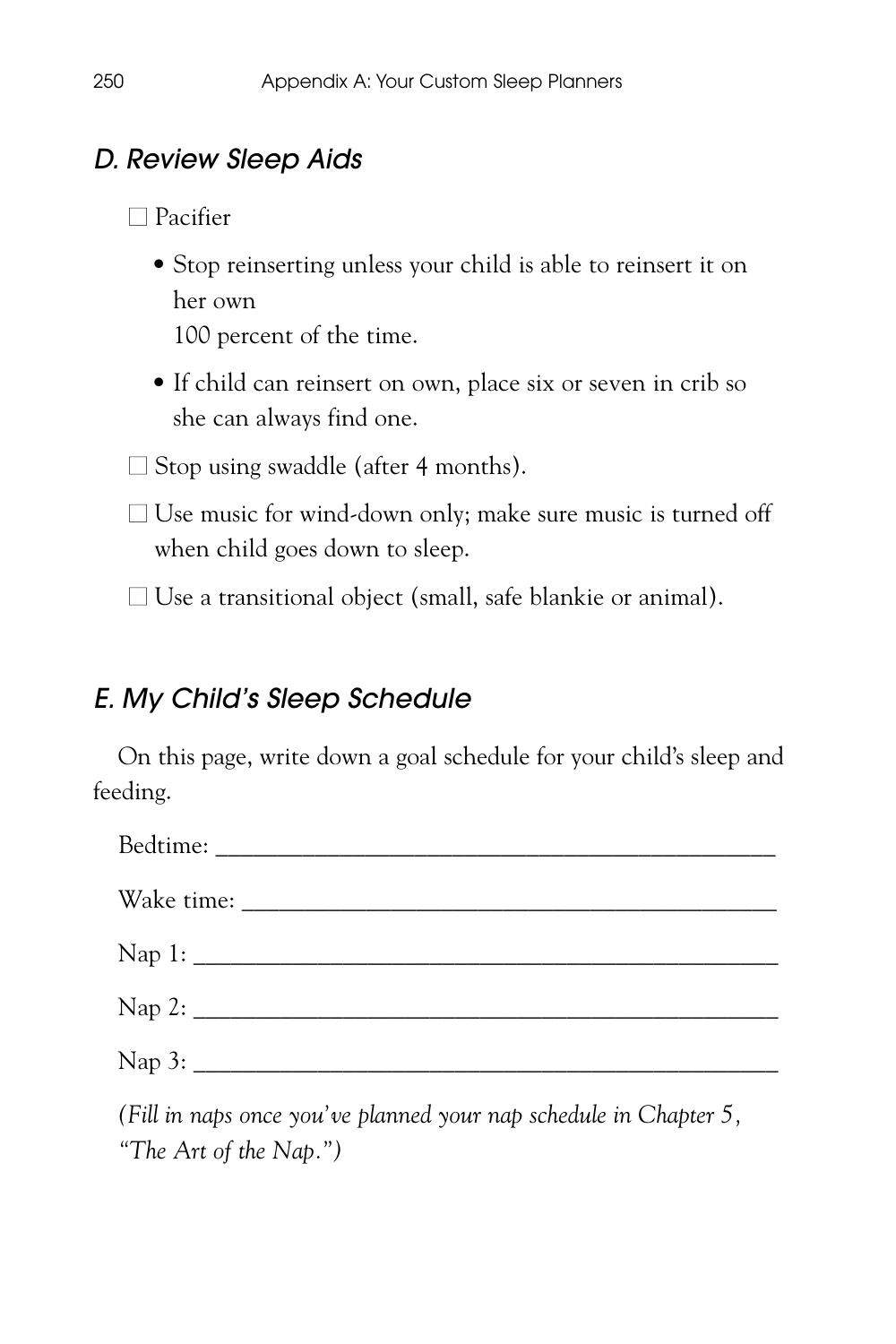## D. Review Sleep Aids

- ☐ Pacifier
  - Stop reinserting unless your child is able to reinsert it on her own 100 percent of the time.
  - If child can reinsert on own, place six or seven in crib so she can always find one.
- ☐ Stop using swaddle (after 4 months).
- ☐ Use music for wind-down only; make sure music is turned off when child goes down to sleep.
- ☐ Use a transitional object (small, safe blankie or animal).

## E. My Child's Sleep Schedule

On this page, write down a goal schedule for your child's sleep and feeding.

Bedtime: ______________________________________________

Wake time: ____________________________________________

Nap 1: ________________________________________________

Nap 2: ________________________________________________

Nap 3: ________________________________________________

*(Fill in naps once you've planned your nap schedule in Chapter 5, "The Art of the Nap.")*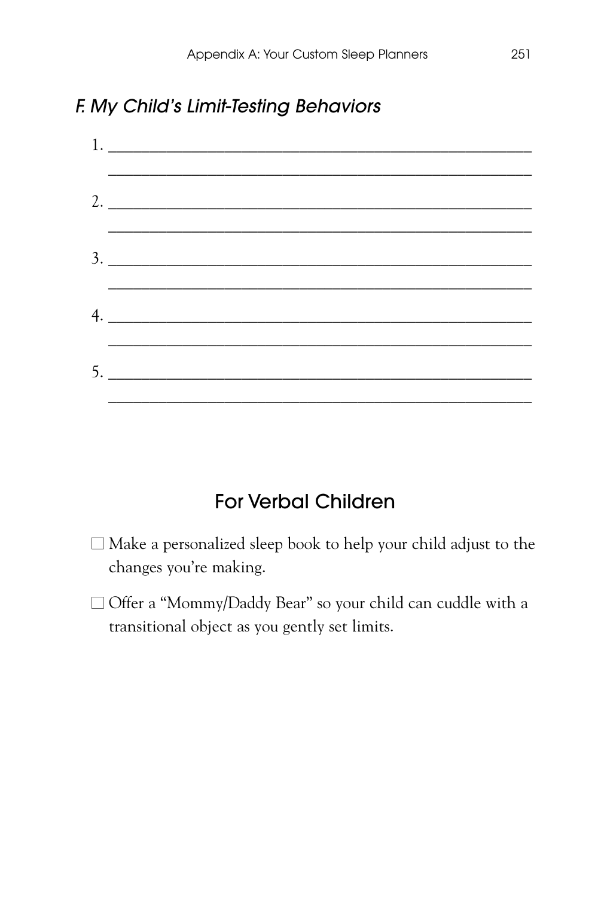### *F. My Child's Limit-Testing Behaviors*

1. ______________________________________________________
   ______________________________________________________
2. ______________________________________________________
   ______________________________________________________
3. ______________________________________________________
   ______________________________________________________
4. ______________________________________________________
   ______________________________________________________
5. ______________________________________________________
   ______________________________________________________

## For Verbal Children

- ☐ Make a personalized sleep book to help your child adjust to the changes you're making.
- ☐ Offer a "Mommy/Daddy Bear" so your child can cuddle with a transitional object as you gently set limits.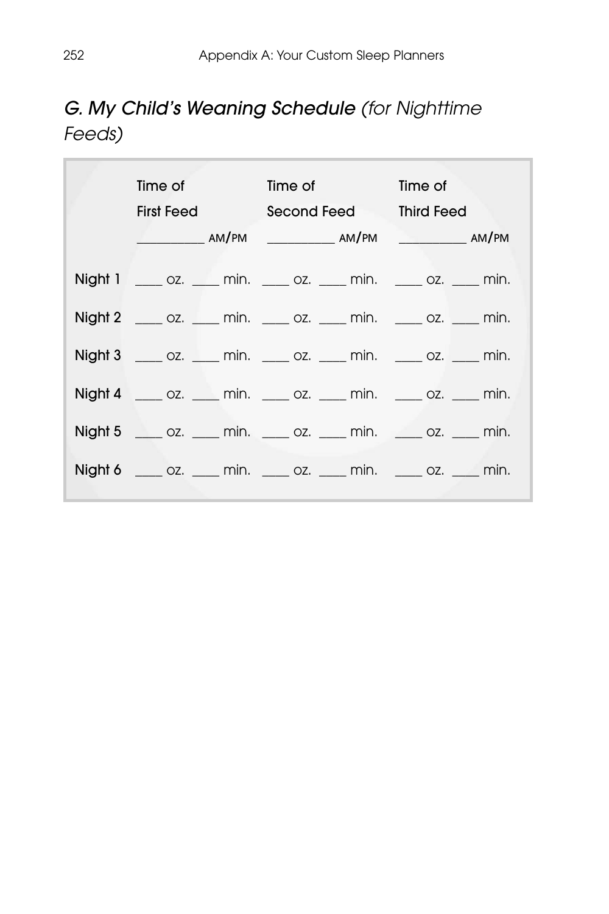## *G. My Child's Weaning Schedule (for Nighttime Feeds)*

| | Time of First Feed ________ AM/PM | Time of Second Feed ________ AM/PM | Time of Third Feed ________ AM/PM |
|---|---|---|---|
| **Night 1** | ____ oz. ____ min. | ____ oz. ____ min. | ____ oz. ____ min. |
| **Night 2** | ____ oz. ____ min. | ____ oz. ____ min. | ____ oz. ____ min. |
| **Night 3** | ____ oz. ____ min. | ____ oz. ____ min. | ____ oz. ____ min. |
| **Night 4** | ____ oz. ____ min. | ____ oz. ____ min. | ____ oz. ____ min. |
| **Night 5** | ____ oz. ____ min. | ____ oz. ____ min. | ____ oz. ____ min. |
| **Night 6** | ____ oz. ____ min. | ____ oz. ____ min. | ____ oz. ____ min. |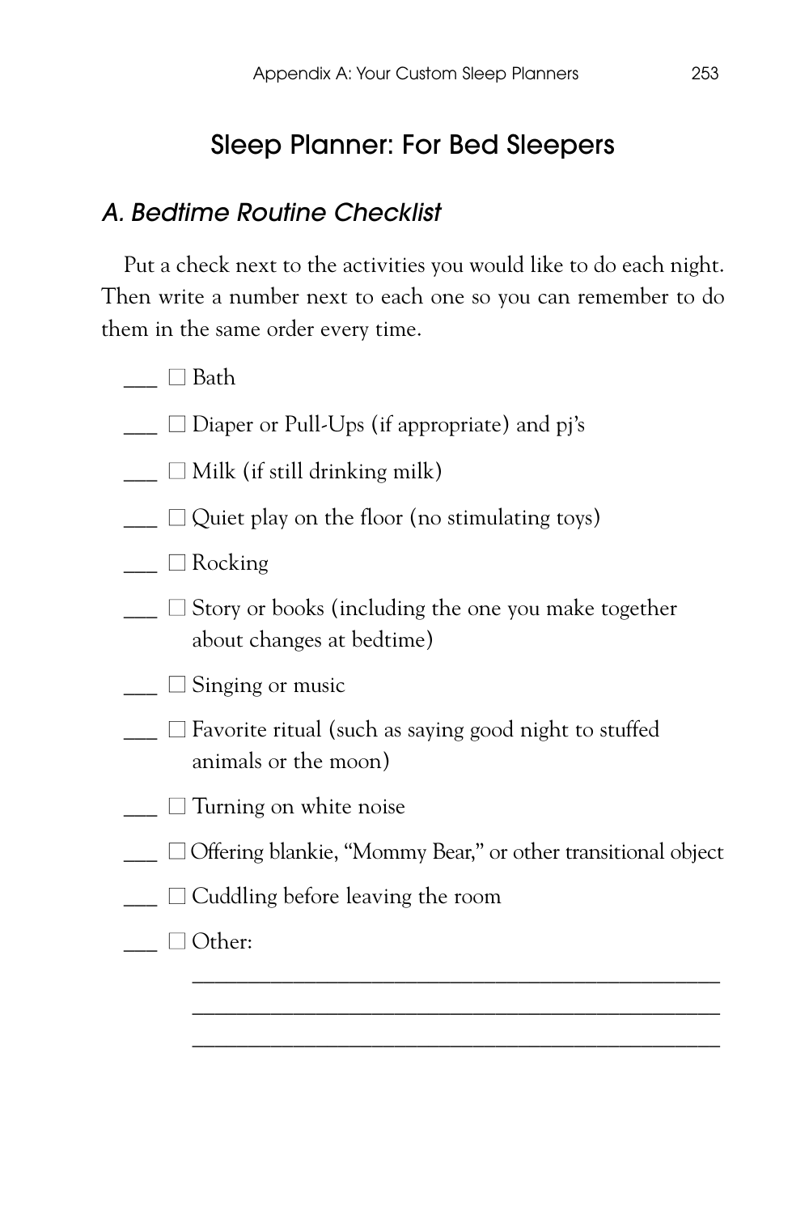# Sleep Planner: For Bed Sleepers

## *A. Bedtime Routine Checklist*

Put a check next to the activities you would like to do each night. Then write a number next to each one so you can remember to do them in the same order every time.

___ ☐ Bath

___ ☐ Diaper or Pull-Ups (if appropriate) and pj's

___ ☐ Milk (if still drinking milk)

___ ☐ Quiet play on the floor (no stimulating toys)

___ ☐ Rocking

___ ☐ Story or books (including the one you make together about changes at bedtime)

___ ☐ Singing or music

___ ☐ Favorite ritual (such as saying good night to stuffed animals or the moon)

___ ☐ Turning on white noise

___ ☐ Offering blankie, "Mommy Bear," or other transitional object

___ ☐ Cuddling before leaving the room

___ ☐ Other:

_______________________________________________

_______________________________________________

_______________________________________________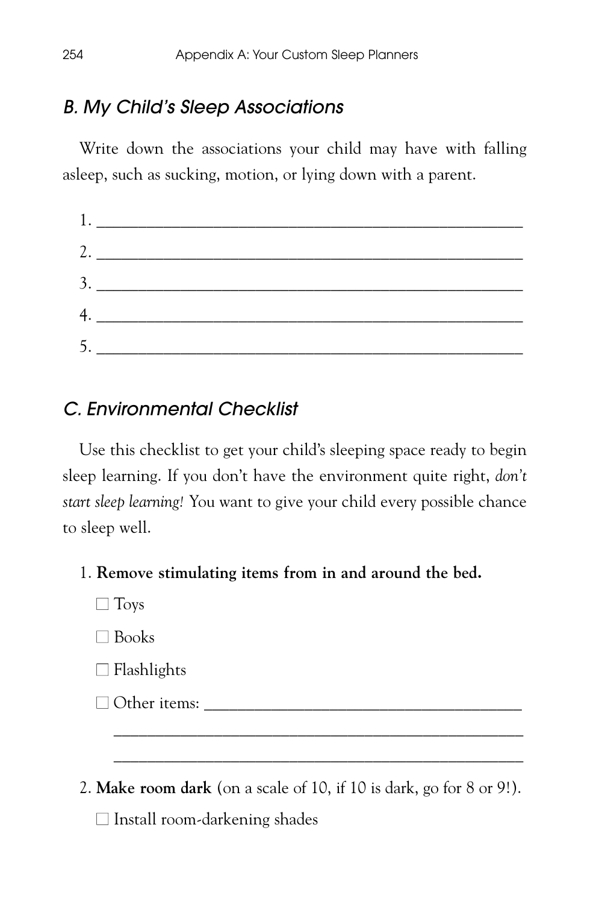## *B. My Child's Sleep Associations*

Write down the associations your child may have with falling asleep, such as sucking, motion, or lying down with a parent.

1. ______________________________________________________
2. ______________________________________________________
3. ______________________________________________________
4. ______________________________________________________
5. ______________________________________________________

## *C. Environmental Checklist*

Use this checklist to get your child's sleeping space ready to begin sleep learning. If you don't have the environment quite right, *don't start sleep learning!* You want to give your child every possible chance to sleep well.

1. **Remove stimulating items from in and around the bed.**

   ☐ Toys

   ☐ Books

   ☐ Flashlights

   ☐ Other items: ________________________________________

   ______________________________________________________

   ______________________________________________________

2. **Make room dark** (on a scale of 10, if 10 is dark, go for 8 or 9!).

   ☐ Install room-darkening shades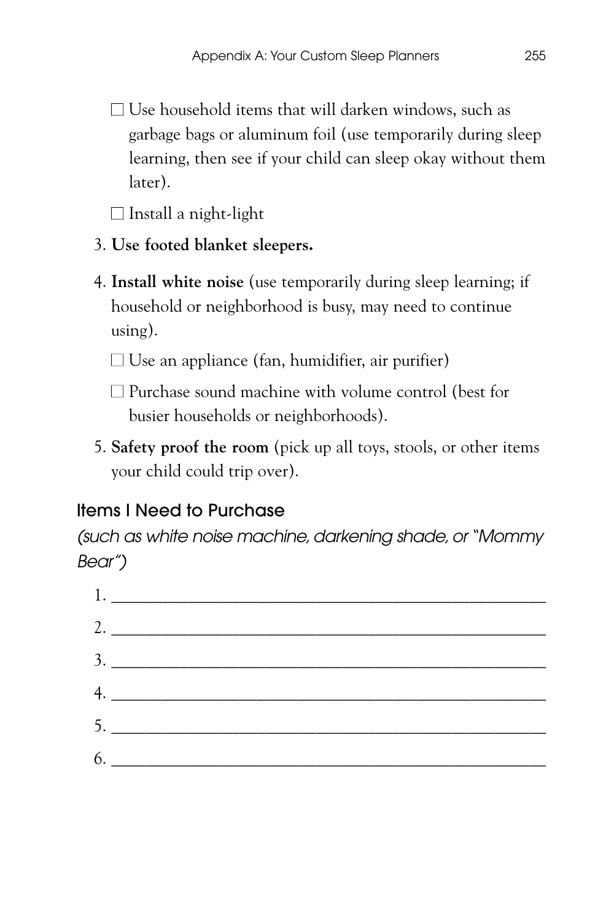- ☐ Use household items that will darken windows, such as garbage bags or aluminum foil (use temporarily during sleep learning, then see if your child can sleep okay without them later).
- ☐ Install a night-light

3. **Use footed blanket sleepers.**
4. **Install white noise** (use temporarily during sleep learning; if household or neighborhood is busy, may need to continue using).
   - ☐ Use an appliance (fan, humidifier, air purifier)
   - ☐ Purchase sound machine with volume control (best for busier households or neighborhoods).
5. **Safety proof the room** (pick up all toys, stools, or other items your child could trip over).

## Items I Need to Purchase

*(such as white noise machine, darkening shade, or "Mommy Bear")*

1. ______________________________________________
2. ______________________________________________
3. ______________________________________________
4. ______________________________________________
5. ______________________________________________
6. ______________________________________________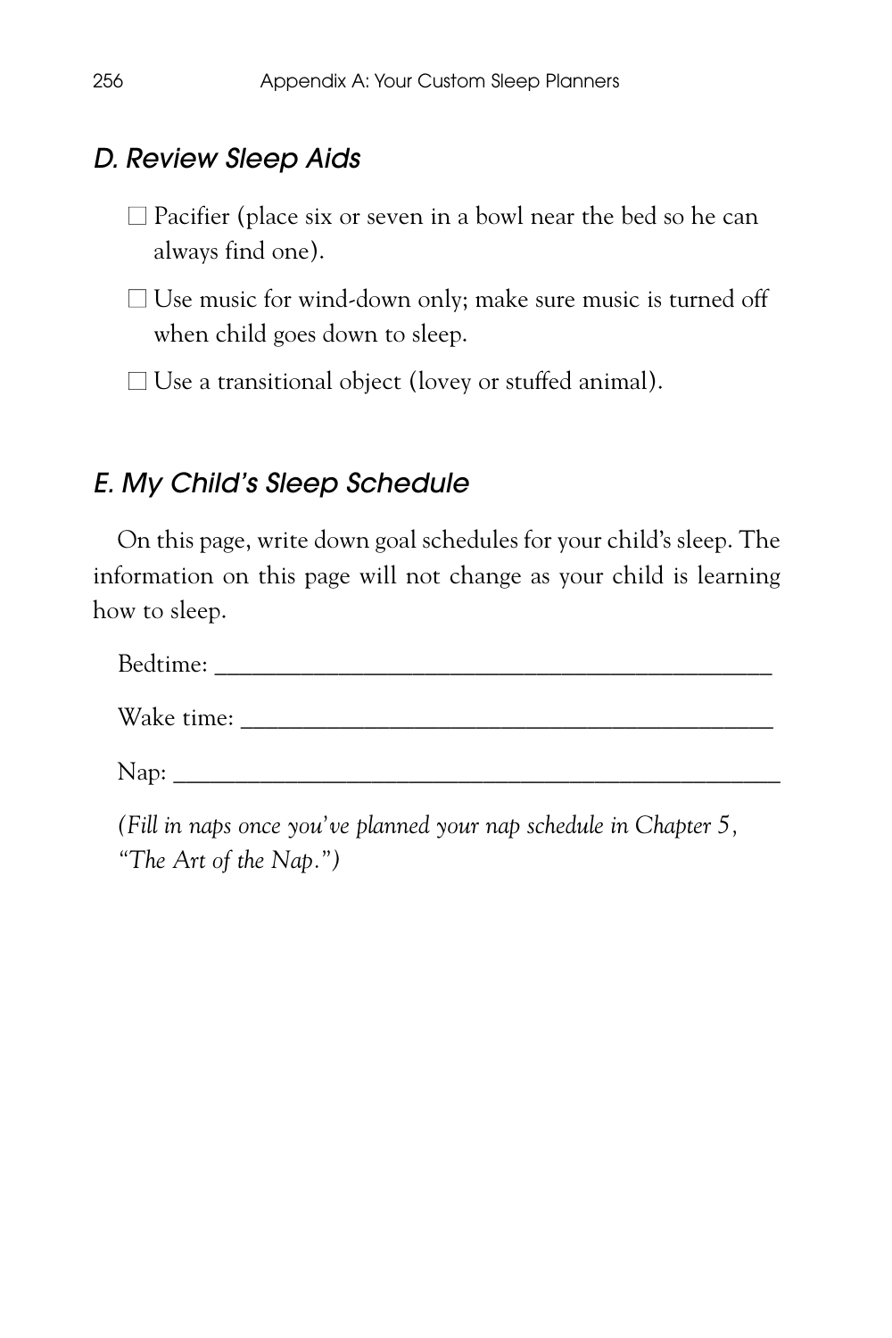## D. Review Sleep Aids

- ☐ Pacifier (place six or seven in a bowl near the bed so he can always find one).
- ☐ Use music for wind-down only; make sure music is turned off when child goes down to sleep.
- ☐ Use a transitional object (lovey or stuffed animal).

## E. My Child's Sleep Schedule

On this page, write down goal schedules for your child's sleep. The information on this page will not change as your child is learning how to sleep.

Bedtime: ___________________________________________

Wake time: _________________________________________

Nap: _______________________________________________

*(Fill in naps once you've planned your nap schedule in Chapter 5, "The Art of the Nap.")*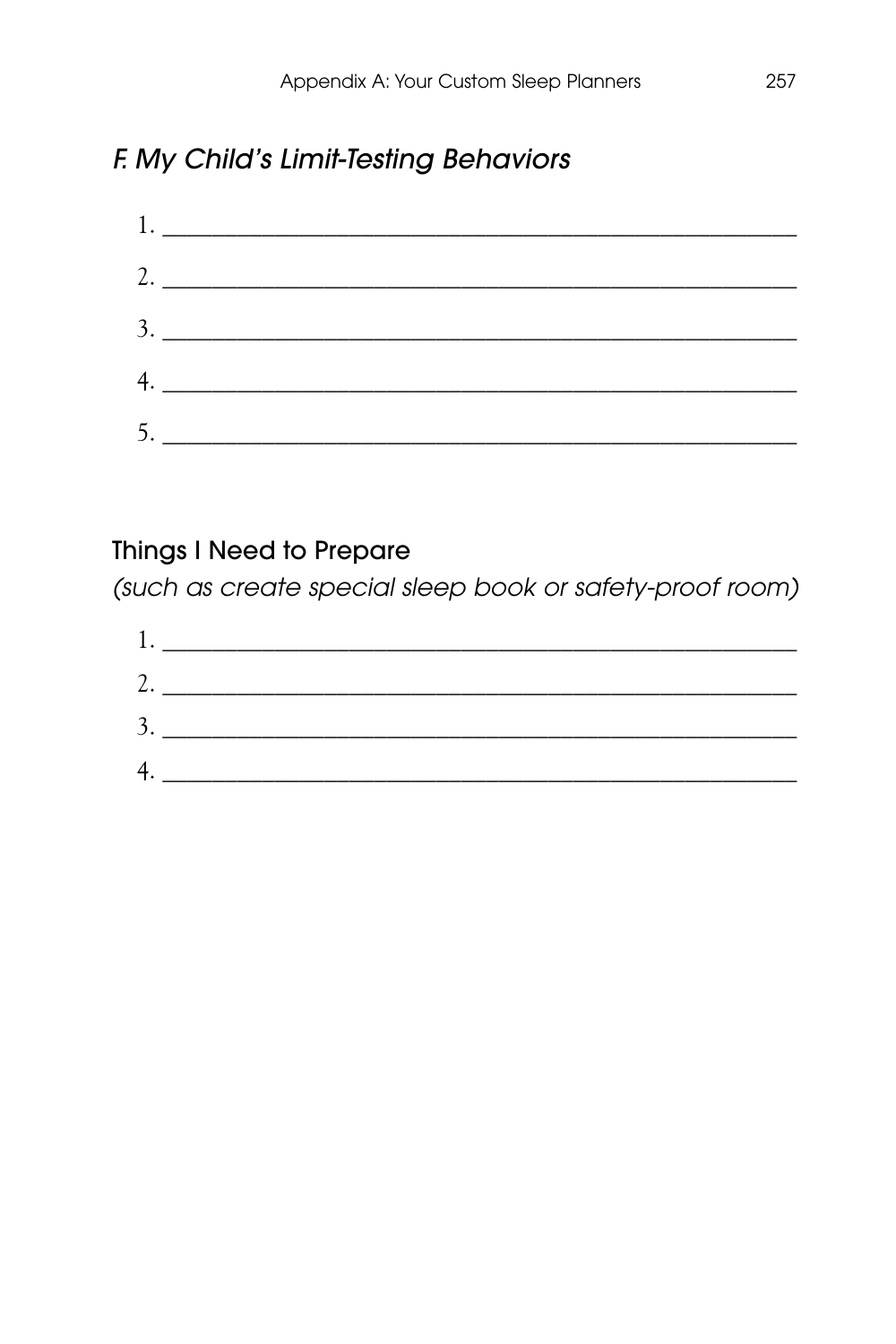## *F. My Child's Limit-Testing Behaviors*

1. ______________________________________________
2. ______________________________________________
3. ______________________________________________
4. ______________________________________________
5. ______________________________________________

### Things I Need to Prepare

*(such as create special sleep book or safety-proof room)*

1. ______________________________________________
2. ______________________________________________
3. ______________________________________________
4. ______________________________________________